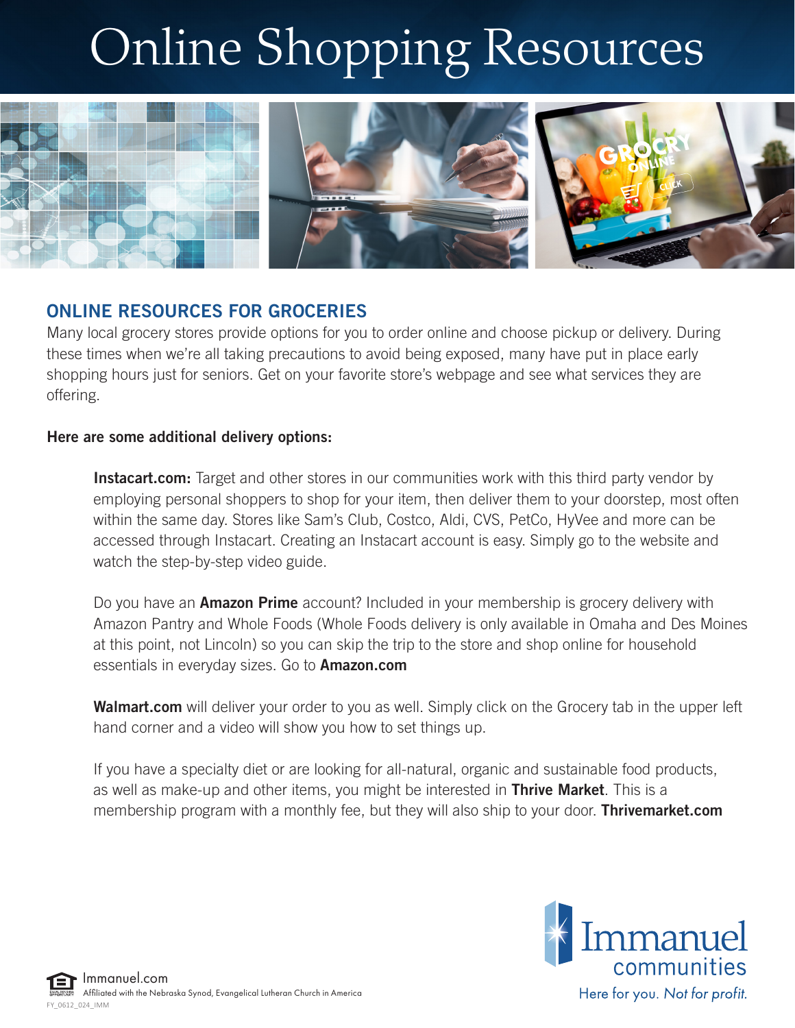# Online Shopping Resources

## ONLINE RESOURCES FOR GROCERIES

Many local grocery stores provide options for you to order online and choose pickup or delivery. During these times when we're all taking precautions to avoid being exposed, many have put in place early shopping hours just for seniors. Get on your favorite store's webpage and see what services they are offering.

**Here are some additional delivery options:**

**Instacart.com:** Target and other stores in our communities work with this third party vendor by employing personal shoppers to shop for your item, then deliver them to your doorstep, most often within the same day. Stores like Sam's Club, Costco, Aldi, CVS, PetCo, HyVee and more can be accessed through Instacart. Creating an Instacart account is easy. Simply go to the website and watch the step-by-step video guide.

Do you have an **Amazon Prime** account? Included in your membership is grocery delivery with Amazon Pantry and Whole Foods (Whole Foods delivery is only available in Omaha and Des Moines at this point, not Lincoln) so you can skip the trip to the store and shop online for household essentials in everyday sizes. Go to **Amazon.com**

**Walmart.com** will deliver your order to you as well. Simply click on the Grocery tab in the upper left hand corner and a video will show you how to set things up.

If you have a specialty diet or are looking for all-natural, organic and sustainable food products, as well as make-up and other items, you might be interested in **Thrive Market**. This is a membership program with a monthly fee, but they will also ship to your door. **Thrivemarket.com**

Immanuel communities

Here for you. *Not for profit.*

Immanuel.com

Affiliated with the Nebraska Synod, Evangelical Lutheran Church in America

FY_0612_024_IMM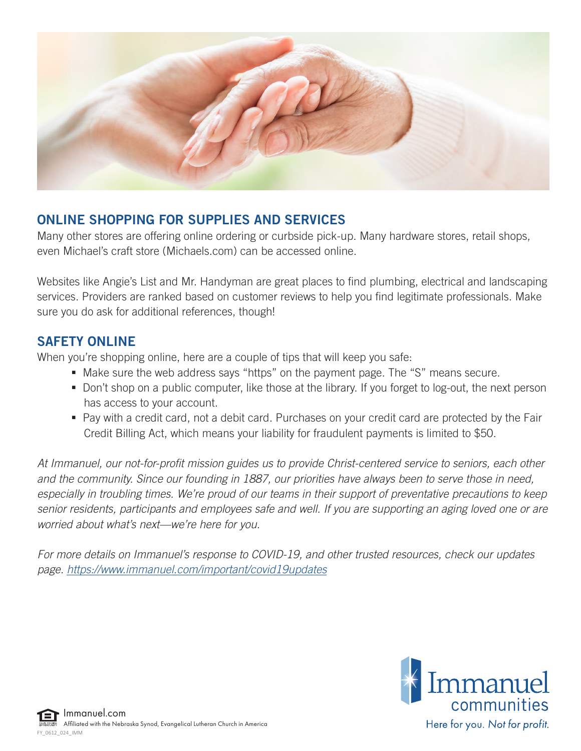## ONLINE SHOPPING FOR SUPPLIES AND SERVICES

Many other stores are offering online ordering or curbside pick-up. Many hardware stores, retail shops, even Michael's craft store (Michaels.com) can be accessed online.

Websites like Angie's List and Mr. Handyman are great places to find plumbing, electrical and landscaping services. Providers are ranked based on customer reviews to help you find legitimate professionals. Make sure you do ask for additional references, though!

## SAFETY ONLINE

When you're shopping online, here are a couple of tips that will keep you safe:

- Make sure the web address says "https" on the payment page. The "S" means secure.
- Don't shop on a public computer, like those at the library. If you forget to log-out, the next person has access to your account.
- Pay with a credit card, not a debit card. Purchases on your credit card are protected by the Fair Credit Billing Act, which means your liability for fraudulent payments is limited to $50.

*At Immanuel, our not-for-profit mission guides us to provide Christ-centered service to seniors, each other and the community. Since our founding in 1887, our priorities have always been to serve those in need, especially in troubling times. We're proud of our teams in their support of preventative precautions to keep senior residents, participants and employees safe and well. If you are supporting an aging loved one or are worried about what's next—we're here for you.*

*For more details on Immanuel's response to COVID-19, and other trusted resources, check our updates page. [https://www.immanuel.com/important/covid19updates](https://www.immanuel.com/important/covid19updates)*

Immanuel.com

Affiliated with the Nebraska Synod, Evangelical Lutheran Church in America

FY_0612_024_IMM

Immanuel communities

Here for you. *Not for profit.*